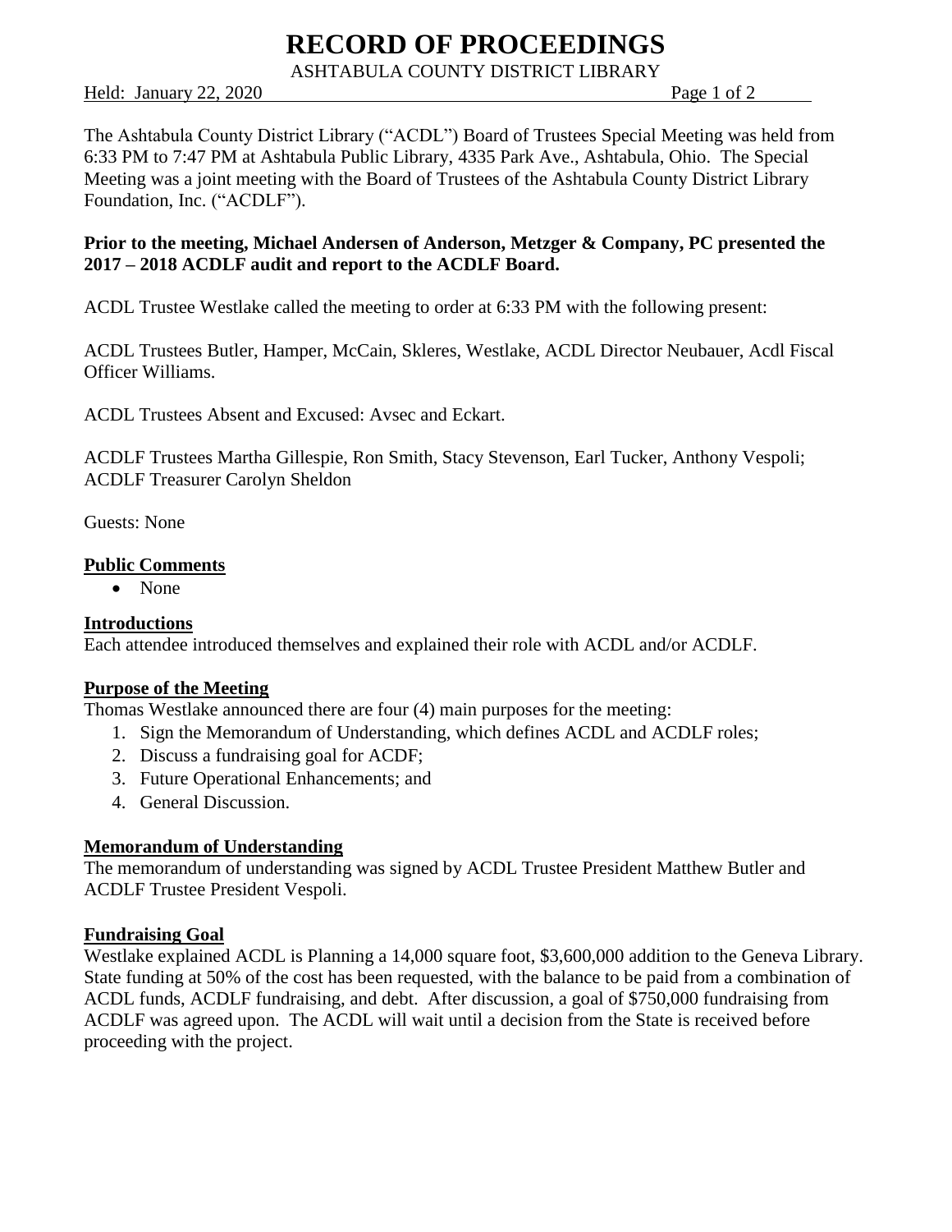# RECORD OF PROCEEDINGS

ASHTABULA COUNTY DISTRICT LIBRARY

Held: January 22, 2020

The Ashtabula County District Library ("ACDL") Board of Trustees Special Meeting was held from 6:33 PM to 7:47 PM at Ashtabula Public Library, 4335 Park Ave., Ashtabula, Ohio. The Special Meeting was a joint meeting with the Board of Trustees of the Ashtabula County District Library Foundation, Inc. ("ACDLF").

**Prior to the meeting, Michael Andersen of Anderson, Metzger & Company, PC presented the 2017 – 2018 ACDLF audit and report to the ACDLF Board.**

ACDL Trustee Westlake called the meeting to order at 6:33 PM with the following present:

ACDL Trustees Butler, Hamper, McCain, Skleres, Westlake, ACDL Director Neubauer, Acdl Fiscal Officer Williams.

ACDL Trustees Absent and Excused: Avsec and Eckart.

ACDLF Trustees Martha Gillespie, Ron Smith, Stacy Stevenson, Earl Tucker, Anthony Vespoli; ACDLF Treasurer Carolyn Sheldon

Guests: None

## Public Comments

- None

## Introductions

Each attendee introduced themselves and explained their role with ACDL and/or ACDLF.

## Purpose of the Meeting

Thomas Westlake announced there are four (4) main purposes for the meeting:

1. Sign the Memorandum of Understanding, which defines ACDL and ACDLF roles;
2. Discuss a fundraising goal for ACDF;
3. Future Operational Enhancements; and
4. General Discussion.

## Memorandum of Understanding

The memorandum of understanding was signed by ACDL Trustee President Matthew Butler and ACDLF Trustee President Vespoli.

## Fundraising Goal

Westlake explained ACDL is Planning a 14,000 square foot, $3,600,000 addition to the Geneva Library. State funding at 50% of the cost has been requested, with the balance to be paid from a combination of ACDL funds, ACDLF fundraising, and debt. After discussion, a goal of $750,000 fundraising from ACDLF was agreed upon. The ACDL will wait until a decision from the State is received before proceeding with the project.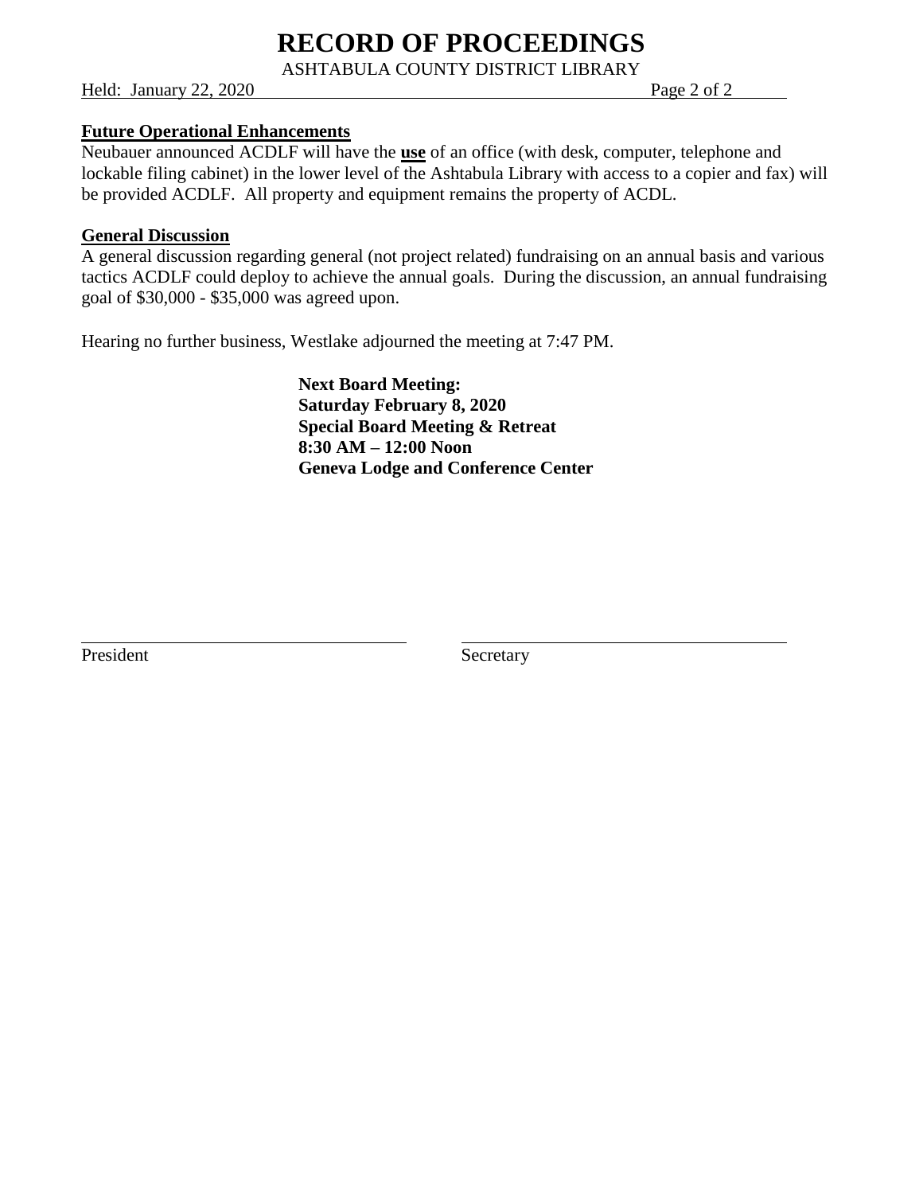**Future Operational Enhancements**

Neubauer announced ACDLF will have the **use** of an office (with desk, computer, telephone and lockable filing cabinet) in the lower level of the Ashtabula Library with access to a copier and fax) will be provided ACDLF. All property and equipment remains the property of ACDL.

**General Discussion**

A general discussion regarding general (not project related) fundraising on an annual basis and various tactics ACDLF could deploy to achieve the annual goals. During the discussion, an annual fundraising goal of $30,000 - $35,000 was agreed upon.

Hearing no further business, Westlake adjourned the meeting at 7:47 PM.

**Next Board Meeting:**
**Saturday February 8, 2020**
**Special Board Meeting & Retreat**
**8:30 AM – 12:00 Noon**
**Geneva Lodge and Conference Center**

President

Secretary